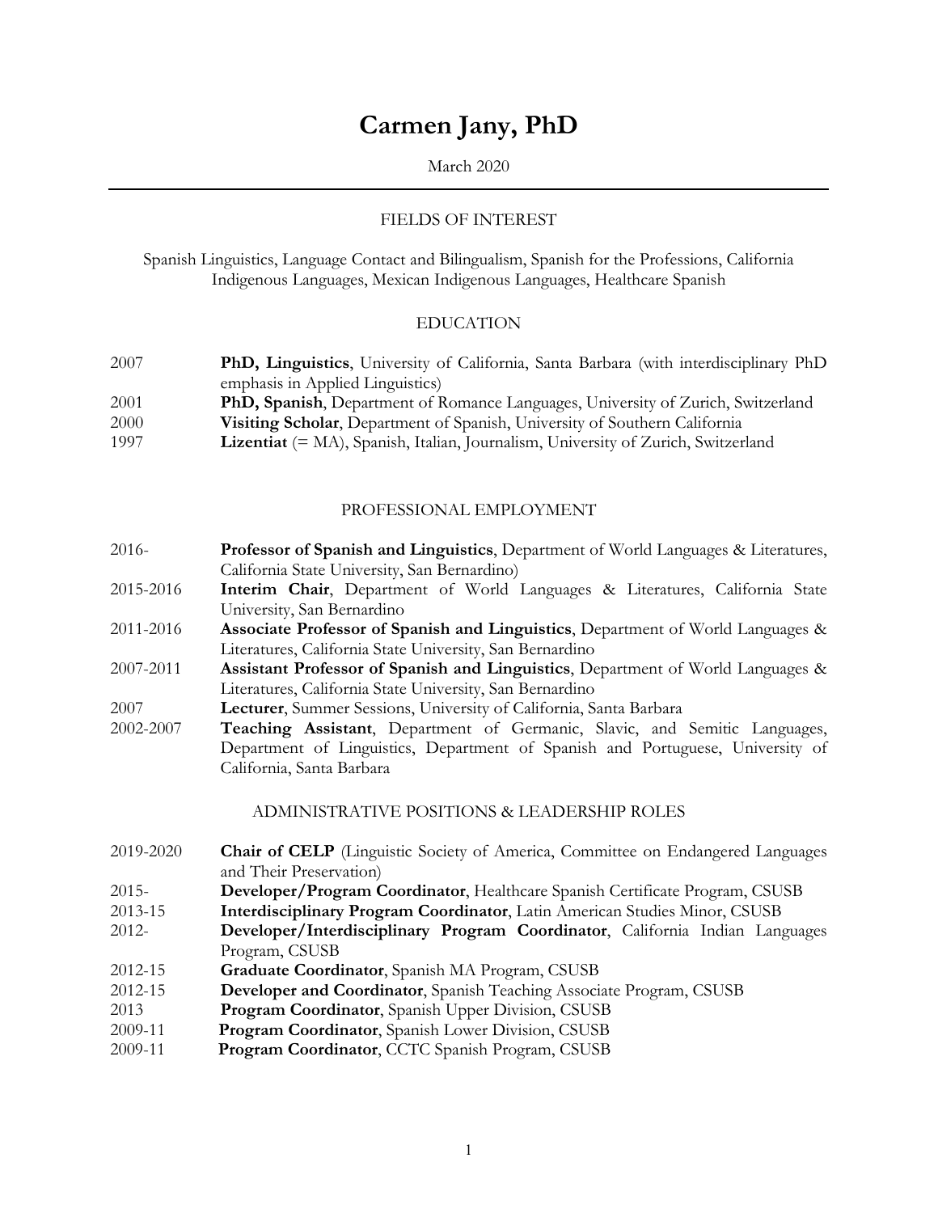# Carmen Jany, PhD

March 2020

---

## FIELDS OF INTEREST

Spanish Linguistics, Language Contact and Bilingualism, Spanish for the Professions, California Indigenous Languages, Mexican Indigenous Languages, Healthcare Spanish

## EDUCATION

| | |
|---|---|
| 2007 | **PhD, Linguistics**, University of California, Santa Barbara (with interdisciplinary PhD emphasis in Applied Linguistics) |
| 2001 | **PhD, Spanish**, Department of Romance Languages, University of Zurich, Switzerland |
| 2000 | **Visiting Scholar**, Department of Spanish, University of Southern California |
| 1997 | **Lizentiat** (= MA), Spanish, Italian, Journalism, University of Zurich, Switzerland |

## PROFESSIONAL EMPLOYMENT

| | |
|---|---|
| 2016- | **Professor of Spanish and Linguistics**, Department of World Languages & Literatures, California State University, San Bernardino) |
| 2015-2016 | **Interim Chair**, Department of World Languages & Literatures, California State University, San Bernardino |
| 2011-2016 | **Associate Professor of Spanish and Linguistics**, Department of World Languages & Literatures, California State University, San Bernardino |
| 2007-2011 | **Assistant Professor of Spanish and Linguistics**, Department of World Languages & Literatures, California State University, San Bernardino |
| 2007 | **Lecturer**, Summer Sessions, University of California, Santa Barbara |
| 2002-2007 | **Teaching Assistant**, Department of Germanic, Slavic, and Semitic Languages, Department of Linguistics, Department of Spanish and Portuguese, University of California, Santa Barbara |

## ADMINISTRATIVE POSITIONS & LEADERSHIP ROLES

| | |
|---|---|
| 2019-2020 | **Chair of CELP** (Linguistic Society of America, Committee on Endangered Languages and Their Preservation) |
| 2015- | **Developer/Program Coordinator**, Healthcare Spanish Certificate Program, CSUSB |
| 2013-15 | **Interdisciplinary Program Coordinator**, Latin American Studies Minor, CSUSB |
| 2012- | **Developer/Interdisciplinary Program Coordinator**, California Indian Languages Program, CSUSB |
| 2012-15 | **Graduate Coordinator**, Spanish MA Program, CSUSB |
| 2012-15 | **Developer and Coordinator**, Spanish Teaching Associate Program, CSUSB |
| 2013 | **Program Coordinator**, Spanish Upper Division, CSUSB |
| 2009-11 | **Program Coordinator**, Spanish Lower Division, CSUSB |
| 2009-11 | **Program Coordinator**, CCTC Spanish Program, CSUSB |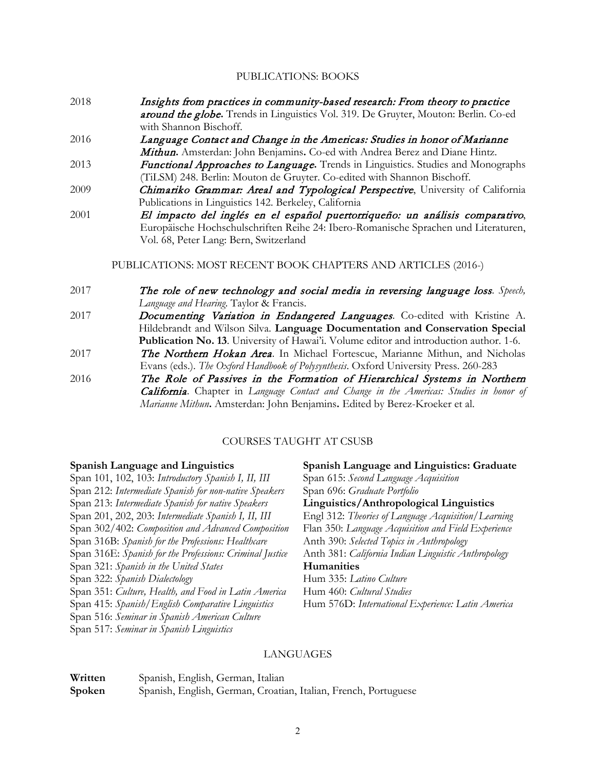## PUBLICATIONS: BOOKS

2018 ***Insights from practices in community-based research: From theory to practice around the globe.*** Trends in Linguistics Vol. 319. De Gruyter, Mouton: Berlin. Co-ed with Shannon Bischoff.

2016 ***Language Contact and Change in the Americas: Studies in honor of Marianne Mithun.*** Amsterdan: John Benjamins**.** Co-ed with Andrea Berez and Diane Hintz.

2013 ***Functional Approaches to Language.*** Trends in Linguistics. Studies and Monographs (TiLSM) 248. Berlin: Mouton de Gruyter. Co-edited with Shannon Bischoff.

2009 ***Chimariko Grammar: Areal and Typological Perspective***, University of California Publications in Linguistics 142. Berkeley, California

2001 ***El impacto del inglés en el español puertorriqueño: un análisis comparativo***, Europäische Hochschulschriften Reihe 24: Ibero-Romanische Sprachen und Literaturen, Vol. 68, Peter Lang: Bern, Switzerland

## PUBLICATIONS: MOST RECENT BOOK CHAPTERS AND ARTICLES (2016-)

2017 ***The role of new technology and social media in reversing language loss***. *Speech, Language and Hearing*. Taylor & Francis.

2017 ***Documenting Variation in Endangered Languages***. Co-edited with Kristine A. Hildebrandt and Wilson Silva. **Language Documentation and Conservation Special Publication No. 13**. University of Hawai'i. Volume editor and introduction author. 1-6.

2017 ***The Northern Hokan Area***. In Michael Fortescue, Marianne Mithun, and Nicholas Evans (eds.). *The Oxford Handbook of Polysynthesis*. Oxford University Press. 260-283

2016 ***The Role of Passives in the Formation of Hierarchical Systems in Northern California***. Chapter in *Language Contact and Change in the Americas: Studies in honor of Marianne Mithun***.** Amsterdan: John Benjamins**.** Edited by Berez-Kroeker et al.

## COURSES TAUGHT AT CSUSB

**Spanish Language and Linguistics**

Span 101, 102, 103: *Introductory Spanish I, II, III*
Span 212: *Intermediate Spanish for non-native Speakers*
Span 213: *Intermediate Spanish for native Speakers*
Span 201, 202, 203: *Intermediate Spanish I, II, III*
Span 302/402: *Composition and Advanced Composition*
Span 316B: *Spanish for the Professions: Healthcare*
Span 316E: *Spanish for the Professions: Criminal Justice*
Span 321: *Spanish in the United States*
Span 322: *Spanish Dialectology*
Span 351: *Culture, Health, and Food in Latin America*
Span 415: *Spanish/English Comparative Linguistics*
Span 516: *Seminar in Spanish American Culture*
Span 517: *Seminar in Spanish Linguistics*

**Spanish Language and Linguistics: Graduate**

Span 615: *Second Language Acquisition*
Span 696: *Graduate Portfolio*

**Linguistics/Anthropological Linguistics**

Engl 312: *Theories of Language Acquisition/Learning*
Flan 350: *Language Acquisition and Field Experience*
Anth 390: *Selected Topics in Anthropology*
Anth 381: *California Indian Linguistic Anthropology*

**Humanities**

Hum 335: *Latino Culture*
Hum 460: *Cultural Studies*
Hum 576D: *International Experience: Latin America*

## LANGUAGES

**Written** Spanish, English, German, Italian
**Spoken** Spanish, English, German, Croatian, Italian, French, Portuguese